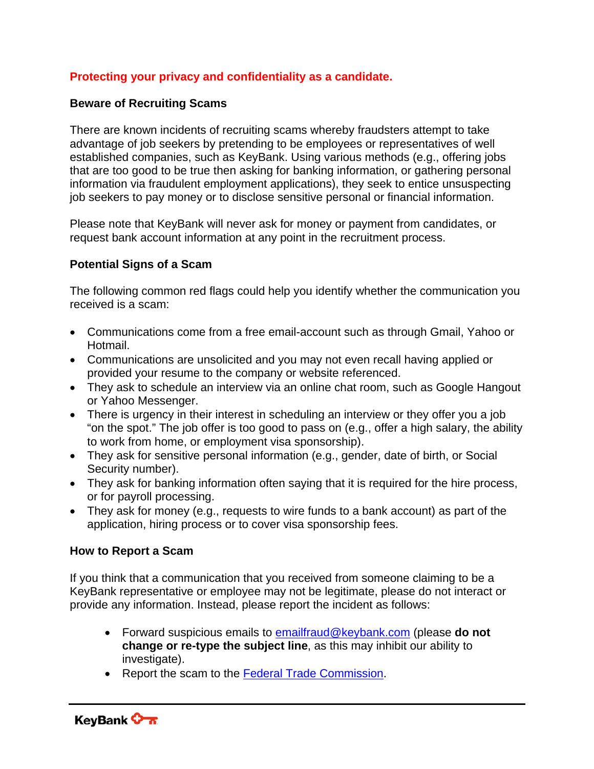## Protecting your privacy and confidentiality as a candidate.

### Beware of Recruiting Scams

There are known incidents of recruiting scams whereby fraudsters attempt to take advantage of job seekers by pretending to be employees or representatives of well established companies, such as KeyBank. Using various methods (e.g., offering jobs that are too good to be true then asking for banking information, or gathering personal information via fraudulent employment applications), they seek to entice unsuspecting job seekers to pay money or to disclose sensitive personal or financial information.

Please note that KeyBank will never ask for money or payment from candidates, or request bank account information at any point in the recruitment process.

### Potential Signs of a Scam

The following common red flags could help you identify whether the communication you received is a scam:

- Communications come from a free email-account such as through Gmail, Yahoo or Hotmail.
- Communications are unsolicited and you may not even recall having applied or provided your resume to the company or website referenced.
- They ask to schedule an interview via an online chat room, such as Google Hangout or Yahoo Messenger.
- There is urgency in their interest in scheduling an interview or they offer you a job "on the spot." The job offer is too good to pass on (e.g., offer a high salary, the ability to work from home, or employment visa sponsorship).
- They ask for sensitive personal information (e.g., gender, date of birth, or Social Security number).
- They ask for banking information often saying that it is required for the hire process, or for payroll processing.
- They ask for money (e.g., requests to wire funds to a bank account) as part of the application, hiring process or to cover visa sponsorship fees.

### How to Report a Scam

If you think that a communication that you received from someone claiming to be a KeyBank representative or employee may not be legitimate, please do not interact or provide any information. Instead, please report the incident as follows:

- Forward suspicious emails to emailfraud@keybank.com (please **do not change or re-type the subject line**, as this may inhibit our ability to investigate).
- Report the scam to the Federal Trade Commission.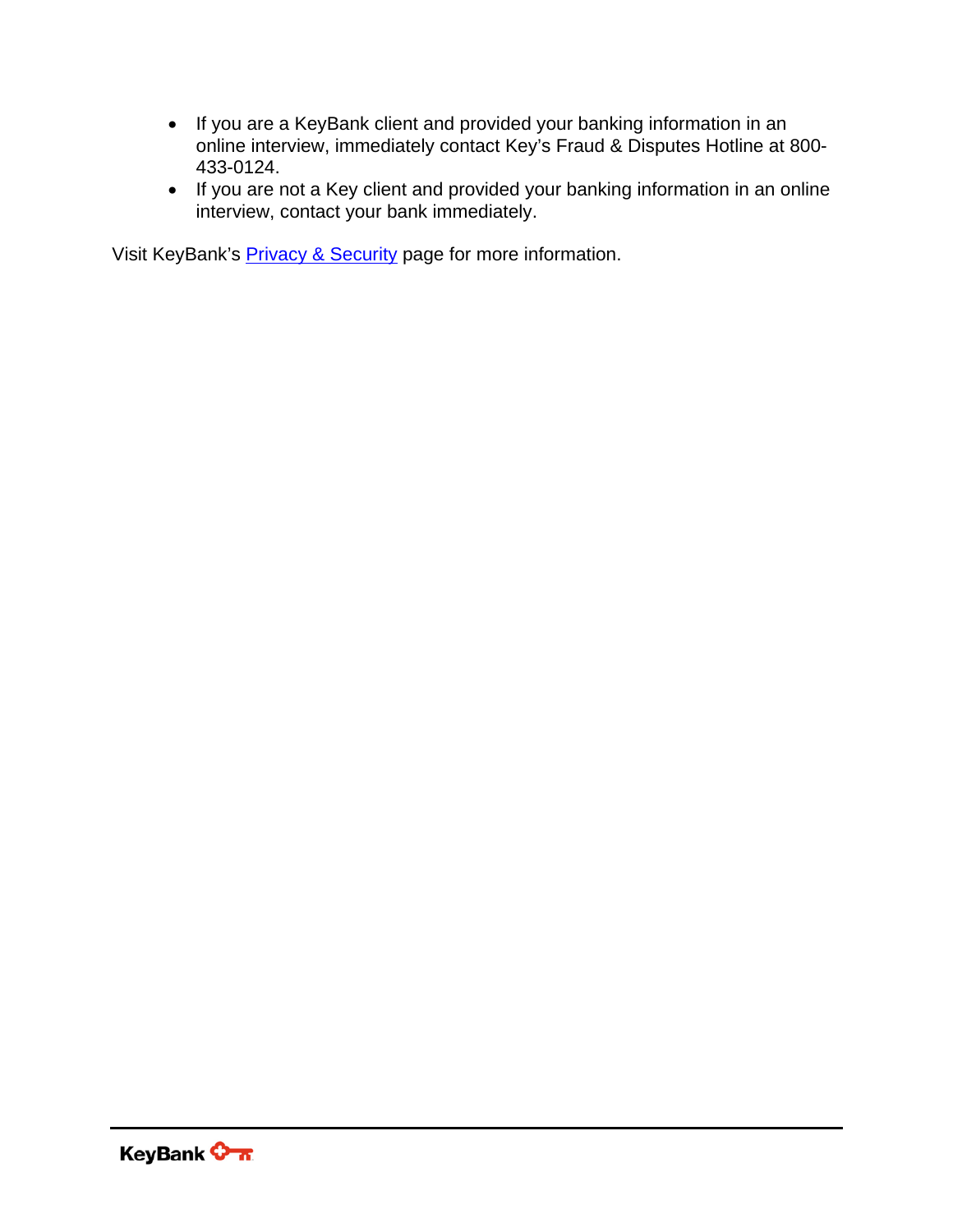- If you are a KeyBank client and provided your banking information in an online interview, immediately contact Key's Fraud & Disputes Hotline at 800-433-0124.
- If you are not a Key client and provided your banking information in an online interview, contact your bank immediately.

Visit KeyBank's Privacy & Security page for more information.